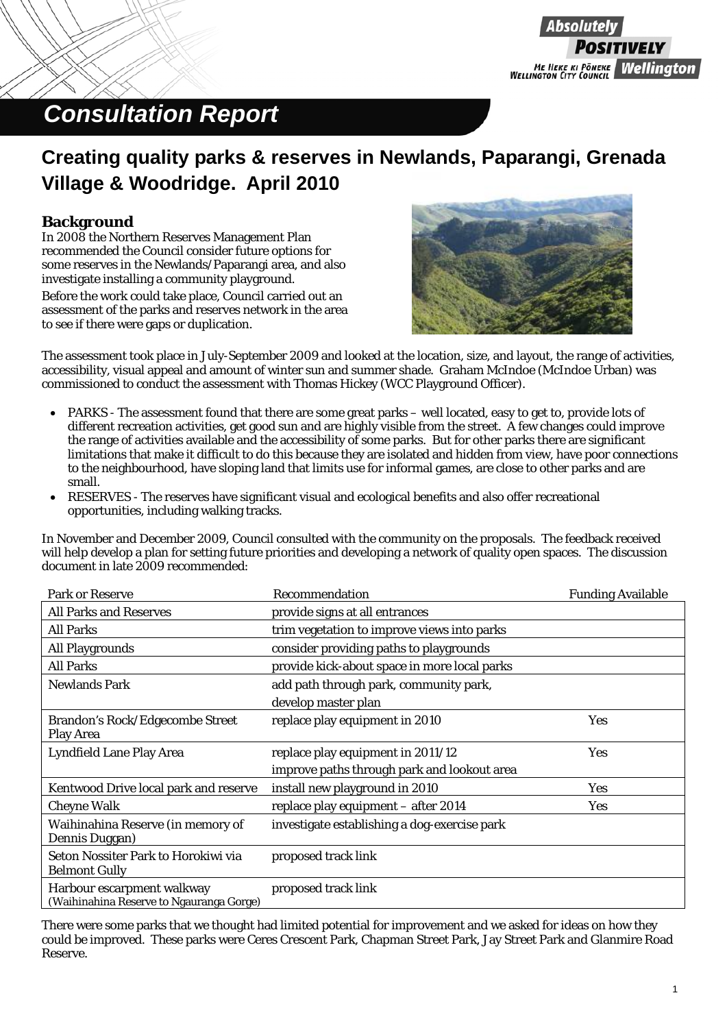# Consultation Report

## Creating quality parks & reserves in Newlands, Paparangi, Grenada Village & Woodridge. April 2010

### Background

In 2008 the Northern Reserves Management Plan recommended the Council consider future options for some reserves in the Newlands/Paparangi area, and also investigate installing a community playground.

Before the work could take place, Council carried out an assessment of the parks and reserves network in the area to see if there were gaps or duplication.

The assessment took place in July-September 2009 and looked at the location, size, and layout, the range of activities, accessibility, visual appeal and amount of winter sun and summer shade. Graham McIndoe (McIndoe Urban) was commissioned to conduct the assessment with Thomas Hickey (WCC Playground Officer).

- PARKS - The assessment found that there are some great parks – well located, easy to get to, provide lots of different recreation activities, get good sun and are highly visible from the street. A few changes could improve the range of activities available and the accessibility of some parks. But for other parks there are significant limitations that make it difficult to do this because they are isolated and hidden from view, have poor connections to the neighbourhood, have sloping land that limits use for informal games, are close to other parks and are small.
- RESERVES - The reserves have significant visual and ecological benefits and also offer recreational opportunities, including walking tracks.

In November and December 2009, Council consulted with the community on the proposals. The feedback received will help develop a plan for setting future priorities and developing a network of quality open spaces. The discussion document in late 2009 recommended:

| Park or Reserve | Recommendation | Funding Available |
|---|---|---|
| All Parks and Reserves | provide signs at all entrances | |
| All Parks | trim vegetation to improve views into parks | |
| All Playgrounds | consider providing paths to playgrounds | |
| All Parks | provide kick-about space in more local parks | |
| Newlands Park | add path through park, community park, develop master plan | |
| Brandon's Rock/Edgecombe Street Play Area | replace play equipment in 2010 | Yes |
| Lyndfield Lane Play Area | replace play equipment in 2011/12<br>improve paths through park and lookout area | Yes |
| Kentwood Drive local park and reserve | install new playground in 2010 | Yes |
| Cheyne Walk | replace play equipment – after 2014 | Yes |
| Waihinahina Reserve (in memory of Dennis Duggan) | investigate establishing a dog-exercise park | |
| Seton Nossiter Park to Horokiwi via Belmont Gully | proposed track link | |
| Harbour escarpment walkway (Waihinahina Reserve to Ngauranga Gorge) | proposed track link | |

There were some parks that we thought had limited potential for improvement and we asked for ideas on how they could be improved. These parks were Ceres Crescent Park, Chapman Street Park, Jay Street Park and Glanmire Road Reserve.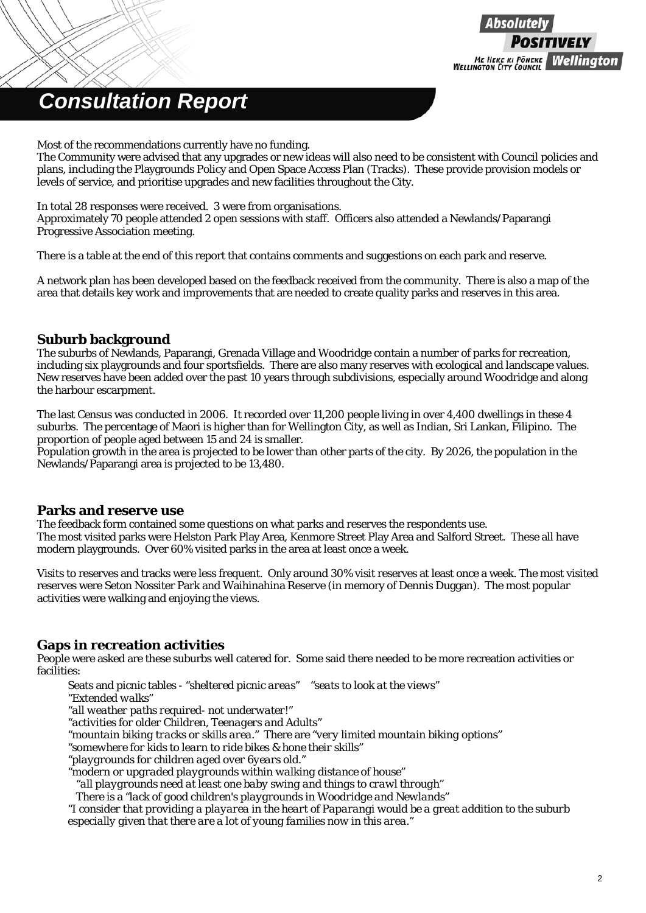# Consultation Report

Most of the recommendations currently have no funding.
The Community were advised that any upgrades or new ideas will also need to be consistent with Council policies and plans, including the Playgrounds Policy and Open Space Access Plan (Tracks). These provide provision models or levels of service, and prioritise upgrades and new facilities throughout the City.

In total 28 responses were received. 3 were from organisations.
Approximately 70 people attended 2 open sessions with staff. Officers also attended a Newlands/Paparangi Progressive Association meeting.

There is a table at the end of this report that contains comments and suggestions on each park and reserve.

A network plan has been developed based on the feedback received from the community. There is also a map of the area that details key work and improvements that are needed to create quality parks and reserves in this area.

## Suburb background

The suburbs of Newlands, Paparangi, Grenada Village and Woodridge contain a number of parks for recreation, including six playgrounds and four sportsfields. There are also many reserves with ecological and landscape values. New reserves have been added over the past 10 years through subdivisions, especially around Woodridge and along the harbour escarpment.

The last Census was conducted in 2006. It recorded over 11,200 people living in over 4,400 dwellings in these 4 suburbs. The percentage of Maori is higher than for Wellington City, as well as Indian, Sri Lankan, Filipino. The proportion of people aged between 15 and 24 is smaller.
Population growth in the area is projected to be lower than other parts of the city. By 2026, the population in the Newlands/Paparangi area is projected to be 13,480.

## Parks and reserve use

The feedback form contained some questions on what parks and reserves the respondents use.
The most visited parks were Helston Park Play Area, Kenmore Street Play Area and Salford Street. These all have modern playgrounds. Over 60% visited parks in the area at least once a week.

Visits to reserves and tracks were less frequent. Only around 30% visit reserves at least once a week. The most visited reserves were Seton Nossiter Park and Waihinahina Reserve (in memory of Dennis Duggan). The most popular activities were walking and enjoying the views.

## Gaps in recreation activities

People were asked are these suburbs well catered for. Some said there needed to be more recreation activities or facilities:

Seats and picnic tables - *"sheltered picnic areas"* *"seats to look at the views"*
*"Extended walks"*
*"all weather paths required- not underwater!"*
*"activities for older Children, Teenagers and Adults"*
*"mountain biking tracks or skills area."* There are *"very limited mountain biking options"*
*"somewhere for kids to learn to ride bikes & hone their skills"*
*"playgrounds for children aged over 6years old."*
*"modern or upgraded playgrounds within walking distance of house"*
*"all playgrounds need at least one baby swing and things to crawl through"*
There is a *"lack of good children's playgrounds in Woodridge and Newlands"*
*"I consider that providing a playarea in the heart of Paparangi would be a great addition to the suburb especially given that there are a lot of young families now in this area."*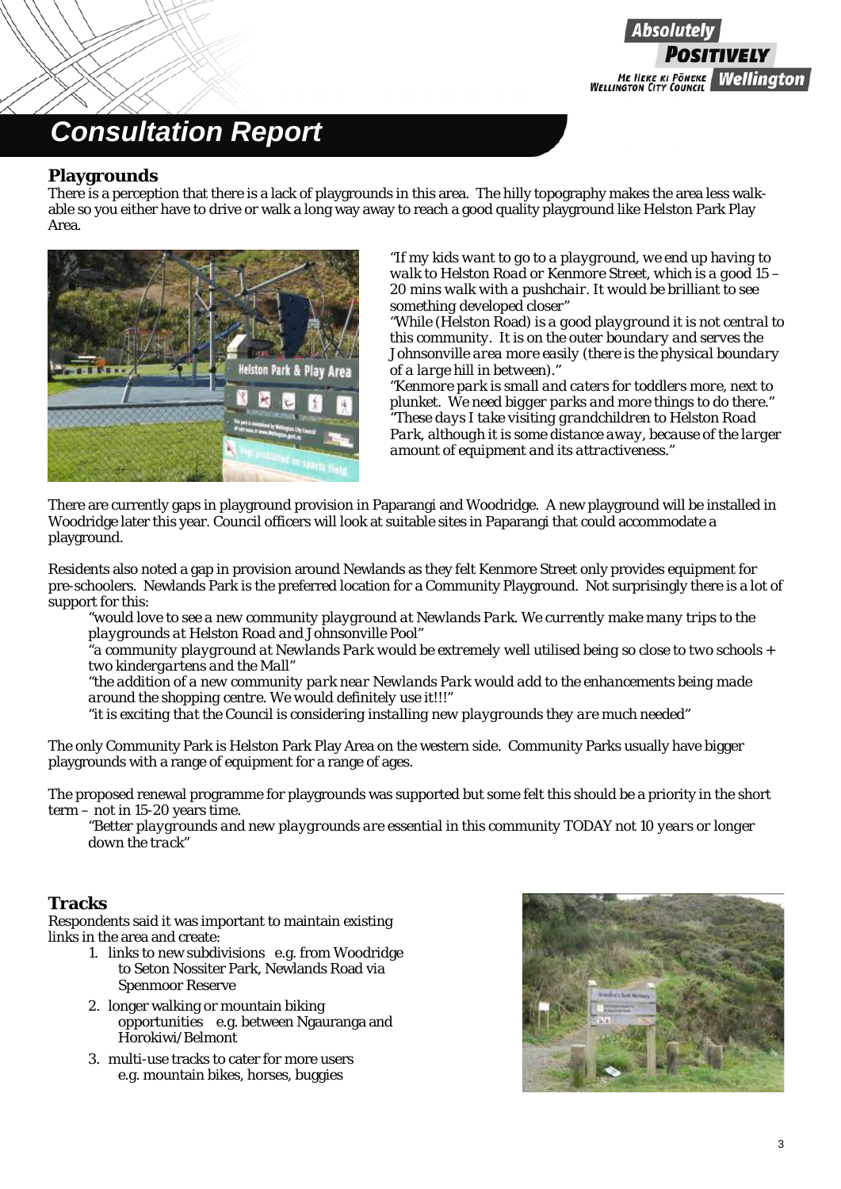# Consultation Report

## Playgrounds

There is a perception that there is a lack of playgrounds in this area. The hilly topography makes the area less walk-able so you either have to drive or walk a long way away to reach a good quality playground like Helston Park Play Area.

*"If my kids want to go to a playground, we end up having to walk to Helston Road or Kenmore Street, which is a good 15 – 20 mins walk with a pushchair. It would be brilliant to see something developed closer"*
*"While (Helston Road) is a good playground it is not central to this community. It is on the outer boundary and serves the Johnsonville area more easily (there is the physical boundary of a large hill in between)."*
*"Kenmore park is small and caters for toddlers more, next to plunket. We need bigger parks and more things to do there."*
*"These days I take visiting grandchildren to Helston Road Park, although it is some distance away, because of the larger amount of equipment and its attractiveness."*

There are currently gaps in playground provision in Paparangi and Woodridge. A new playground will be installed in Woodridge later this year. Council officers will look at suitable sites in Paparangi that could accommodate a playground.

Residents also noted a gap in provision around Newlands as they felt Kenmore Street only provides equipment for pre-schoolers. Newlands Park is the preferred location for a Community Playground. Not surprisingly there is a lot of support for this:

> *"would love to see a new community playground at Newlands Park. We currently make many trips to the playgrounds at Helston Road and Johnsonville Pool"*
> *"a community playground at Newlands Park would be extremely well utilised being so close to two schools + two kindergartens and the Mall"*
> *"the addition of a new community park near Newlands Park would add to the enhancements being made around the shopping centre. We would definitely use it!!!"*
> *"it is exciting that the Council is considering installing new playgrounds they are much needed"*

The only Community Park is Helston Park Play Area on the western side. Community Parks usually have bigger playgrounds with a range of equipment for a range of ages.

The proposed renewal programme for playgrounds was supported but some felt this should be a priority in the short term – not in 15-20 years time.

> *"Better playgrounds and new playgrounds are essential in this community TODAY not 10 years or longer down the track"*

## Tracks

Respondents said it was important to maintain existing links in the area and create:

1. links to new subdivisions e.g. from Woodridge to Seton Nossiter Park, Newlands Road via Spenmoor Reserve
2. longer walking or mountain biking opportunities e.g. between Ngauranga and Horokiwi/Belmont
3. multi-use tracks to cater for more users e.g. mountain bikes, horses, buggies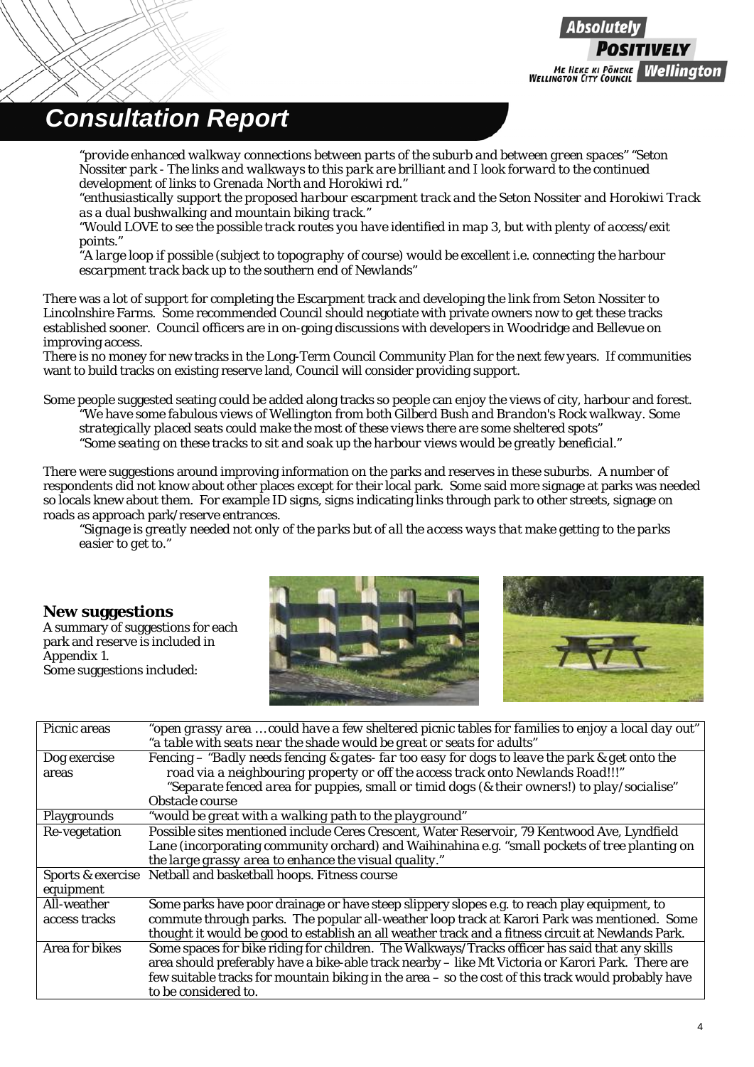*"provide enhanced walkway connections between parts of the suburb and between green spaces" "Seton Nossiter park - The links and walkways to this park are brilliant and I look forward to the continued development of links to Grenada North and Horokiwi rd."*

*"enthusiastically support the proposed harbour escarpment track and the Seton Nossiter and Horokiwi Track as a dual bushwalking and mountain biking track."*

*"Would LOVE to see the possible track routes you have identified in map 3, but with plenty of access/exit points."*

*"A large loop if possible (subject to topography of course) would be excellent i.e. connecting the harbour escarpment track back up to the southern end of Newlands"*

There was a lot of support for completing the Escarpment track and developing the link from Seton Nossiter to Lincolnshire Farms. Some recommended Council should negotiate with private owners now to get these tracks established sooner. Council officers are in on-going discussions with developers in Woodridge and Bellevue on improving access.

There is no money for new tracks in the Long-Term Council Community Plan for the next few years. If communities want to build tracks on existing reserve land, Council will consider providing support.

Some people suggested seating could be added along tracks so people can enjoy the views of city, harbour and forest.

*"We have some fabulous views of Wellington from both Gilberd Bush and Brandon's Rock walkway. Some strategically placed seats could make the most of these views there are some sheltered spots"*

*"Some seating on these tracks to sit and soak up the harbour views would be greatly beneficial."*

There were suggestions around improving information on the parks and reserves in these suburbs. A number of respondents did not know about other places except for their local park. Some said more signage at parks was needed so locals knew about them. For example ID signs, signs indicating links through park to other streets, signage on roads as approach park/reserve entrances.

*"Signage is greatly needed not only of the parks but of all the access ways that make getting to the parks easier to get to."*

### New suggestions

A summary of suggestions for each park and reserve is included in Appendix 1.

Some suggestions included:

| | |
|---|---|
| Picnic areas | *"open grassy area … could have a few sheltered picnic tables for families to enjoy a local day out" "a table with seats near the shade would be great or seats for adults"* |
| Dog exercise areas | Fencing – *"Badly needs fencing & gates- far too easy for dogs to leave the park & get onto the road via a neighbouring property or off the access track onto Newlands Road!!!"* *"Separate fenced area for puppies, small or timid dogs (& their owners!) to play/socialise"* Obstacle course |
| Playgrounds | *"would be great with a walking path to the playground"* |
| Re-vegetation | Possible sites mentioned include Ceres Crescent, Water Reservoir, 79 Kentwood Ave, Lyndfield Lane (incorporating community orchard) and Waihinahina e.g. *"small pockets of tree planting on the large grassy area to enhance the visual quality."* |
| Sports & exercise equipment | Netball and basketball hoops. Fitness course |
| All-weather access tracks | Some parks have poor drainage or have steep slippery slopes e.g. to reach play equipment, to commute through parks. The popular all-weather loop track at Karori Park was mentioned. Some thought it would be good to establish an all weather track and a fitness circuit at Newlands Park. |
| Area for bikes | Some spaces for bike riding for children. The Walkways/Tracks officer has said that any skills area should preferably have a bike-able track nearby – like Mt Victoria or Karori Park. There are few suitable tracks for mountain biking in the area – so the cost of this track would probably have to be considered to. |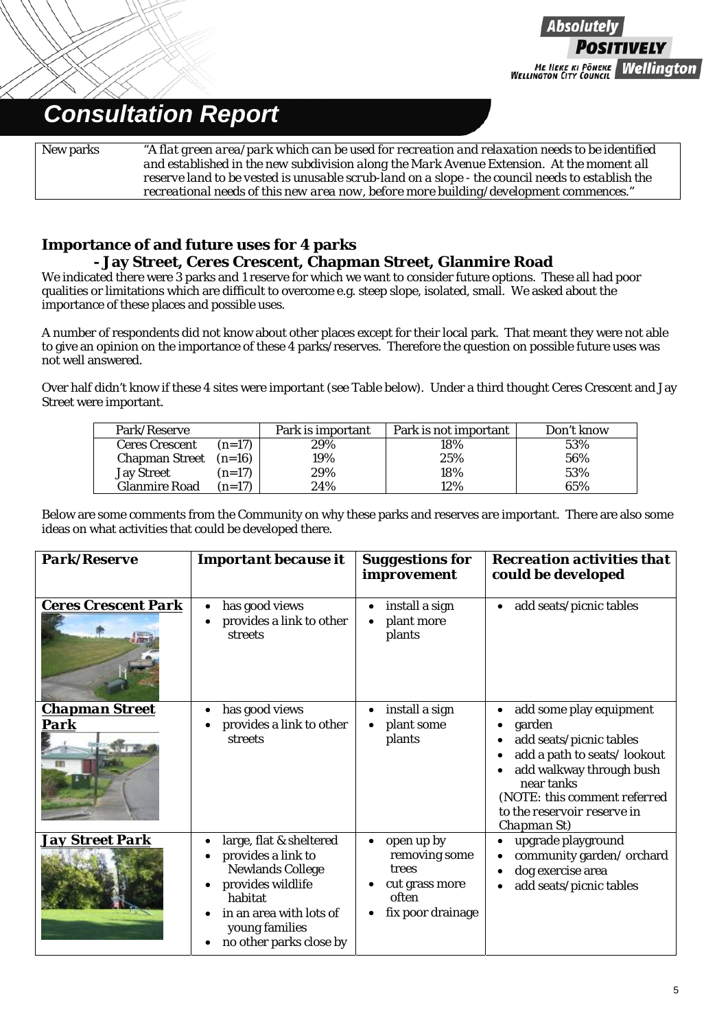| New parks | *"A flat green area/park which can be used for recreation and relaxation needs to be identified and established in the new subdivision along the Mark Avenue Extension. At the moment all reserve land to be vested is unusable scrub-land on a slope - the council needs to establish the recreational needs of this new area now, before more building/development commences."* |
|---|---|

## Importance of and future uses for 4 parks
### - Jay Street, Ceres Crescent, Chapman Street, Glanmire Road

We indicated there were 3 parks and 1 reserve for which we want to consider future options. These all had poor qualities or limitations which are difficult to overcome e.g. steep slope, isolated, small. We asked about the importance of these places and possible uses.

A number of respondents did not know about other places except for their local park. That meant they were not able to give an opinion on the importance of these 4 parks/reserves. Therefore the question on possible future uses was not well answered.

Over half didn't know if these 4 sites were important (see Table below). Under a third thought Ceres Crescent and Jay Street were important.

| Park/Reserve | Park is important | Park is not important | Don't know |
|---|---|---|---|
| Ceres Crescent (n=17) | 29% | 18% | 53% |
| Chapman Street (n=16) | 19% | 25% | 56% |
| Jay Street (n=17) | 29% | 18% | 53% |
| Glanmire Road (n=17) | 24% | 12% | 65% |

Below are some comments from the Community on why these parks and reserves are important. There are also some ideas on what activities that could be developed there.

| *Park/Reserve* | *Important because it* | *Suggestions for improvement* | *Recreation activities that could be developed* |
|---|---|---|---|
| **Ceres Crescent Park** | • has good views<br>• provides a link to other streets | • install a sign<br>• plant more plants | • add seats/picnic tables |
| **Chapman Street Park** | • has good views<br>• provides a link to other streets | • install a sign<br>• plant some plants | • add some play equipment<br>• garden<br>• add seats/picnic tables<br>• add a path to seats/ lookout<br>• add walkway through bush near tanks<br>*(NOTE: this comment referred to the reservoir reserve in Chapman St)* |
| **Jay Street Park** | • large, flat & sheltered<br>• provides a link to Newlands College<br>• provides wildlife habitat<br>• in an area with lots of young families<br>• no other parks close by | • open up by removing some trees<br>• cut grass more often<br>• fix poor drainage | • upgrade playground<br>• community garden/ orchard<br>• dog exercise area<br>• add seats/picnic tables |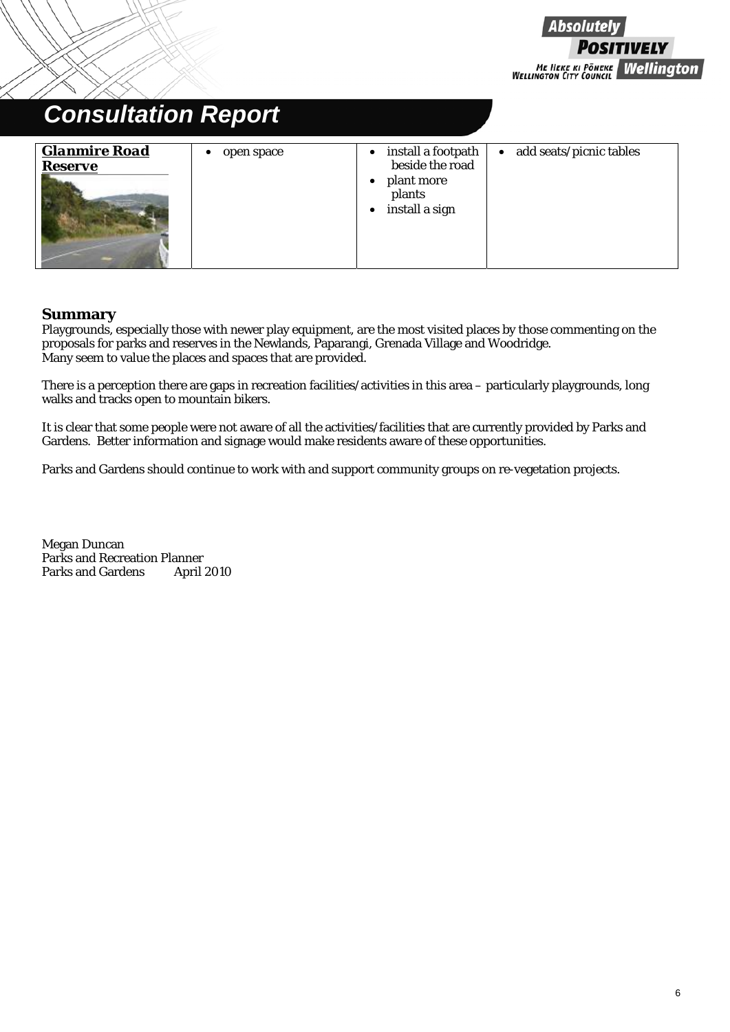# Consultation Report

| **Glanmire Road Reserve** | • open space | • install a footpath beside the road<br>• plant more plants<br>• install a sign | • add seats/picnic tables |
|---|---|---|---|

## Summary

Playgrounds, especially those with newer play equipment, are the most visited places by those commenting on the proposals for parks and reserves in the Newlands, Paparangi, Grenada Village and Woodridge. Many seem to value the places and spaces that are provided.

There is a perception there are gaps in recreation facilities/activities in this area – particularly playgrounds, long walks and tracks open to mountain bikers.

It is clear that some people were not aware of all the activities/facilities that are currently provided by Parks and Gardens. Better information and signage would make residents aware of these opportunities.

Parks and Gardens should continue to work with and support community groups on re-vegetation projects.

Megan Duncan
Parks and Recreation Planner
Parks and Gardens April 2010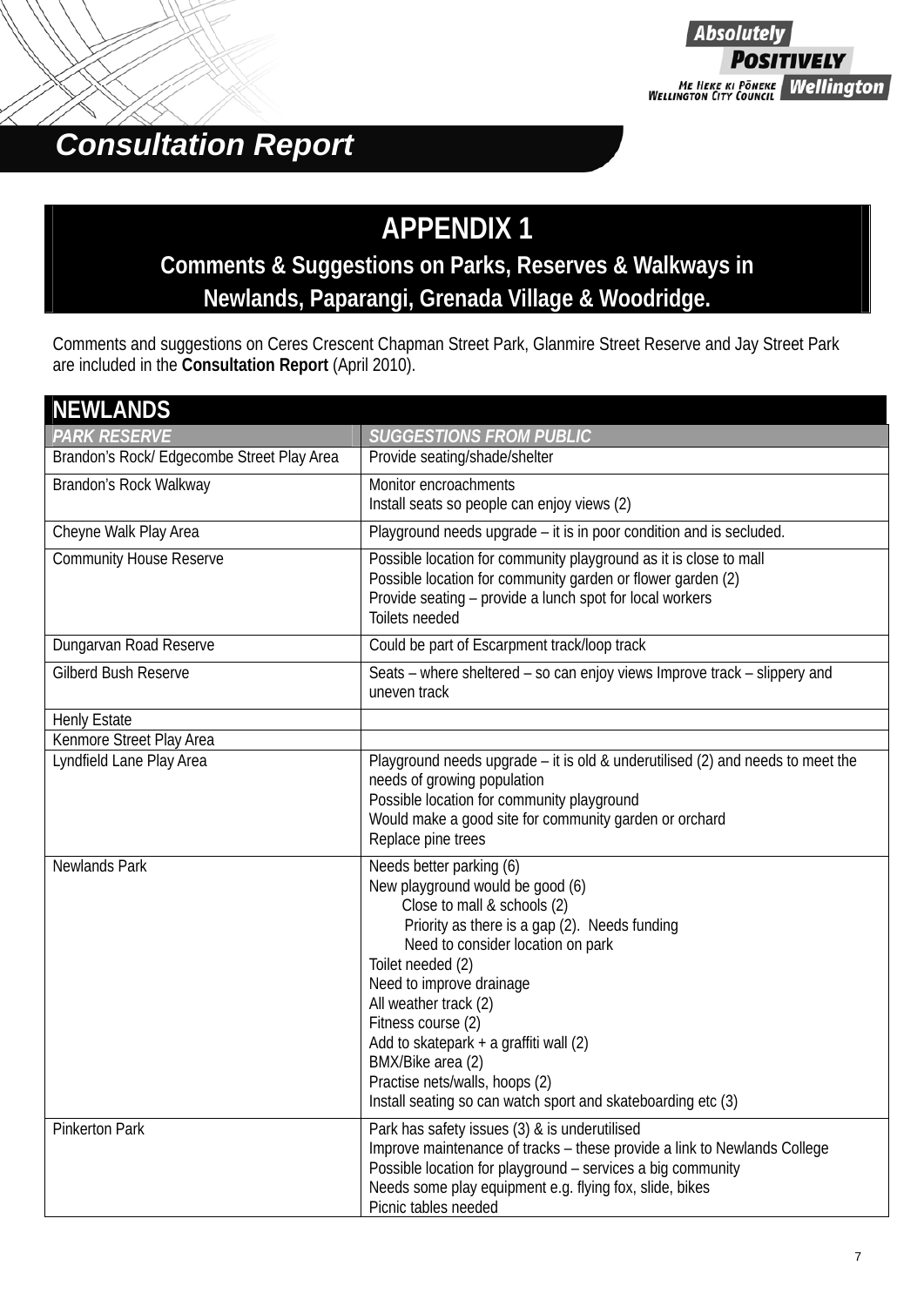# Consultation Report

## APPENDIX 1

### Comments & Suggestions on Parks, Reserves & Walkways in Newlands, Paparangi, Grenada Village & Woodridge.

Comments and suggestions on Ceres Crescent Chapman Street Park, Glanmire Street Reserve and Jay Street Park are included in the **Consultation Report** (April 2010).

| NEWLANDS | |
|---|---|
| *PARK RESERVE* | *SUGGESTIONS FROM PUBLIC* |
| Brandon's Rock/ Edgecombe Street Play Area | Provide seating/shade/shelter |
| Brandon's Rock Walkway | Monitor encroachments<br>Install seats so people can enjoy views (2) |
| Cheyne Walk Play Area | Playground needs upgrade – it is in poor condition and is secluded. |
| Community House Reserve | Possible location for community playground as it is close to mall<br>Possible location for community garden or flower garden (2)<br>Provide seating – provide a lunch spot for local workers<br>Toilets needed |
| Dungarvan Road Reserve | Could be part of Escarpment track/loop track |
| Gilberd Bush Reserve | Seats – where sheltered – so can enjoy views Improve track – slippery and uneven track |
| Henly Estate | |
| Kenmore Street Play Area | |
| Lyndfield Lane Play Area | Playground needs upgrade – it is old & underutilised (2) and needs to meet the needs of growing population<br>Possible location for community playground<br>Would make a good site for community garden or orchard<br>Replace pine trees |
| Newlands Park | Needs better parking (6)<br>New playground would be good (6)<br>Close to mall & schools (2)<br>Priority as there is a gap (2). Needs funding<br>Need to consider location on park<br>Toilet needed (2)<br>Need to improve drainage<br>All weather track (2)<br>Fitness course (2)<br>Add to skatepark + a graffiti wall (2)<br>BMX/Bike area (2)<br>Practise nets/walls, hoops (2)<br>Install seating so can watch sport and skateboarding etc (3) |
| Pinkerton Park | Park has safety issues (3) & is underutilised<br>Improve maintenance of tracks – these provide a link to Newlands College<br>Possible location for playground – services a big community<br>Needs some play equipment e.g. flying fox, slide, bikes<br>Picnic tables needed |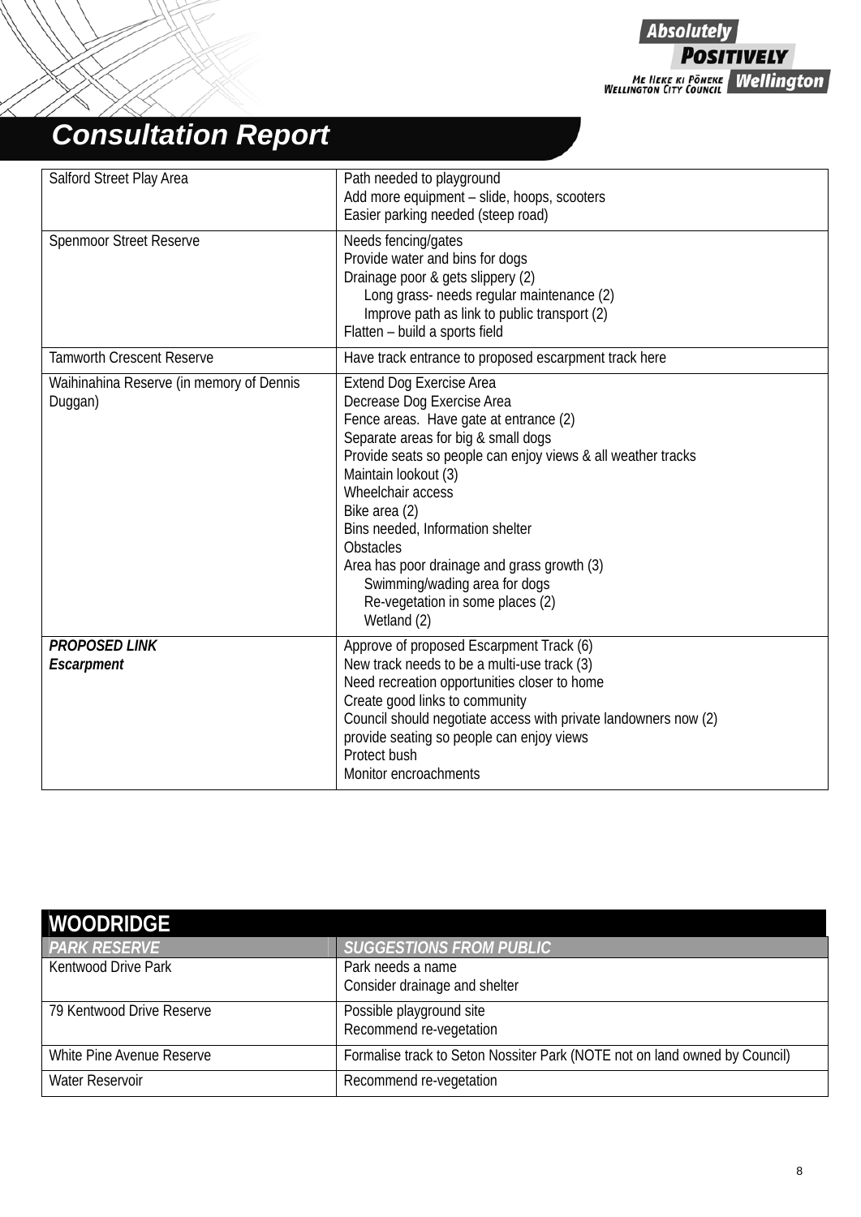# Consultation Report

| | |
|---|---|
| Salford Street Play Area | Path needed to playground<br>Add more equipment – slide, hoops, scooters<br>Easier parking needed (steep road) |
| Spenmoor Street Reserve | Needs fencing/gates<br>Provide water and bins for dogs<br>Drainage poor & gets slippery (2)<br>Long grass- needs regular maintenance (2)<br>Improve path as link to public transport (2)<br>Flatten – build a sports field |
| Tamworth Crescent Reserve | Have track entrance to proposed escarpment track here |
| Waihinahina Reserve (in memory of Dennis Duggan) | Extend Dog Exercise Area<br>Decrease Dog Exercise Area<br>Fence areas. Have gate at entrance (2)<br>Separate areas for big & small dogs<br>Provide seats so people can enjoy views & all weather tracks<br>Maintain lookout (3)<br>Wheelchair access<br>Bike area (2)<br>Bins needed, Information shelter<br>Obstacles<br>Area has poor drainage and grass growth (3)<br>Swimming/wading area for dogs<br>Re-vegetation in some places (2)<br>Wetland (2) |
| ***PROPOSED LINK***<br>***Escarpment*** | Approve of proposed Escarpment Track (6)<br>New track needs to be a multi-use track (3)<br>Need recreation opportunities closer to home<br>Create good links to community<br>Council should negotiate access with private landowners now (2)<br>provide seating so people can enjoy views<br>Protect bush<br>Monitor encroachments |

## WOODRIDGE

| *PARK RESERVE* | *SUGGESTIONS FROM PUBLIC* |
|---|---|
| Kentwood Drive Park | Park needs a name<br>Consider drainage and shelter |
| 79 Kentwood Drive Reserve | Possible playground site<br>Recommend re-vegetation |
| White Pine Avenue Reserve | Formalise track to Seton Nossiter Park (NOTE not on land owned by Council) |
| Water Reservoir | Recommend re-vegetation |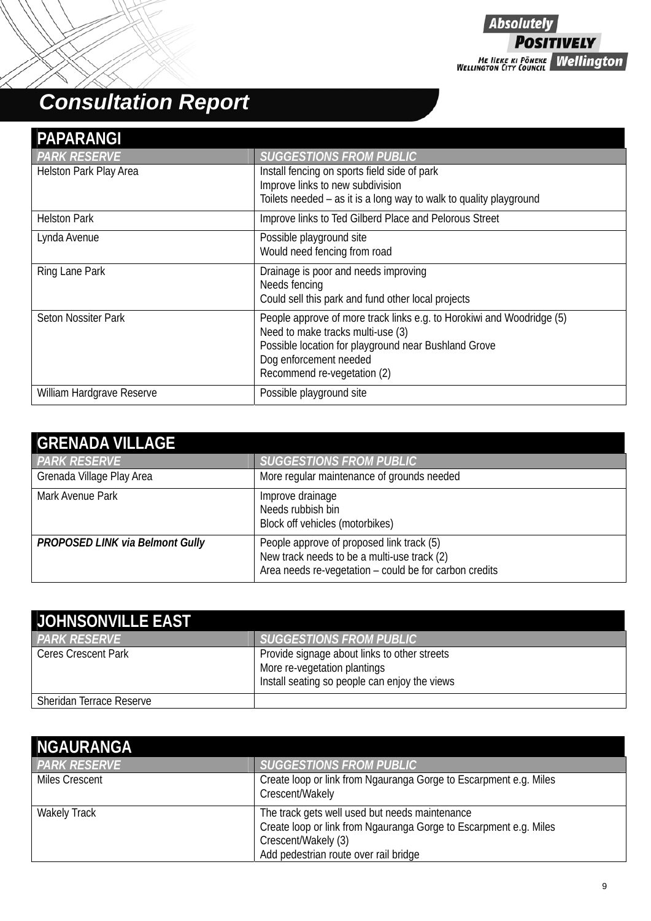# Consultation Report

| PAPARANGI | |
|---|---|
| *PARK RESERVE* | *SUGGESTIONS FROM PUBLIC* |
| Helston Park Play Area | Install fencing on sports field side of park<br>Improve links to new subdivision<br>Toilets needed – as it is a long way to walk to quality playground |
| Helston Park | Improve links to Ted Gilberd Place and Pelorous Street |
| Lynda Avenue | Possible playground site<br>Would need fencing from road |
| Ring Lane Park | Drainage is poor and needs improving<br>Needs fencing<br>Could sell this park and fund other local projects |
| Seton Nossiter Park | People approve of more track links e.g. to Horokiwi and Woodridge (5)<br>Need to make tracks multi-use (3)<br>Possible location for playground near Bushland Grove<br>Dog enforcement needed<br>Recommend re-vegetation (2) |
| William Hardgrave Reserve | Possible playground site |

| GRENADA VILLAGE | |
|---|---|
| *PARK RESERVE* | *SUGGESTIONS FROM PUBLIC* |
| Grenada Village Play Area | More regular maintenance of grounds needed |
| Mark Avenue Park | Improve drainage<br>Needs rubbish bin<br>Block off vehicles (motorbikes) |
| ***PROPOSED LINK via Belmont Gully*** | People approve of proposed link track (5)<br>New track needs to be a multi-use track (2)<br>Area needs re-vegetation – could be for carbon credits |

| JOHNSONVILLE EAST | |
|---|---|
| *PARK RESERVE* | *SUGGESTIONS FROM PUBLIC* |
| Ceres Crescent Park | Provide signage about links to other streets<br>More re-vegetation plantings<br>Install seating so people can enjoy the views |
| Sheridan Terrace Reserve | |

| NGAURANGA | |
|---|---|
| *PARK RESERVE* | *SUGGESTIONS FROM PUBLIC* |
| Miles Crescent | Create loop or link from Ngauranga Gorge to Escarpment e.g. Miles Crescent/Wakely |
| Wakely Track | The track gets well used but needs maintenance<br>Create loop or link from Ngauranga Gorge to Escarpment e.g. Miles Crescent/Wakely (3)<br>Add pedestrian route over rail bridge |